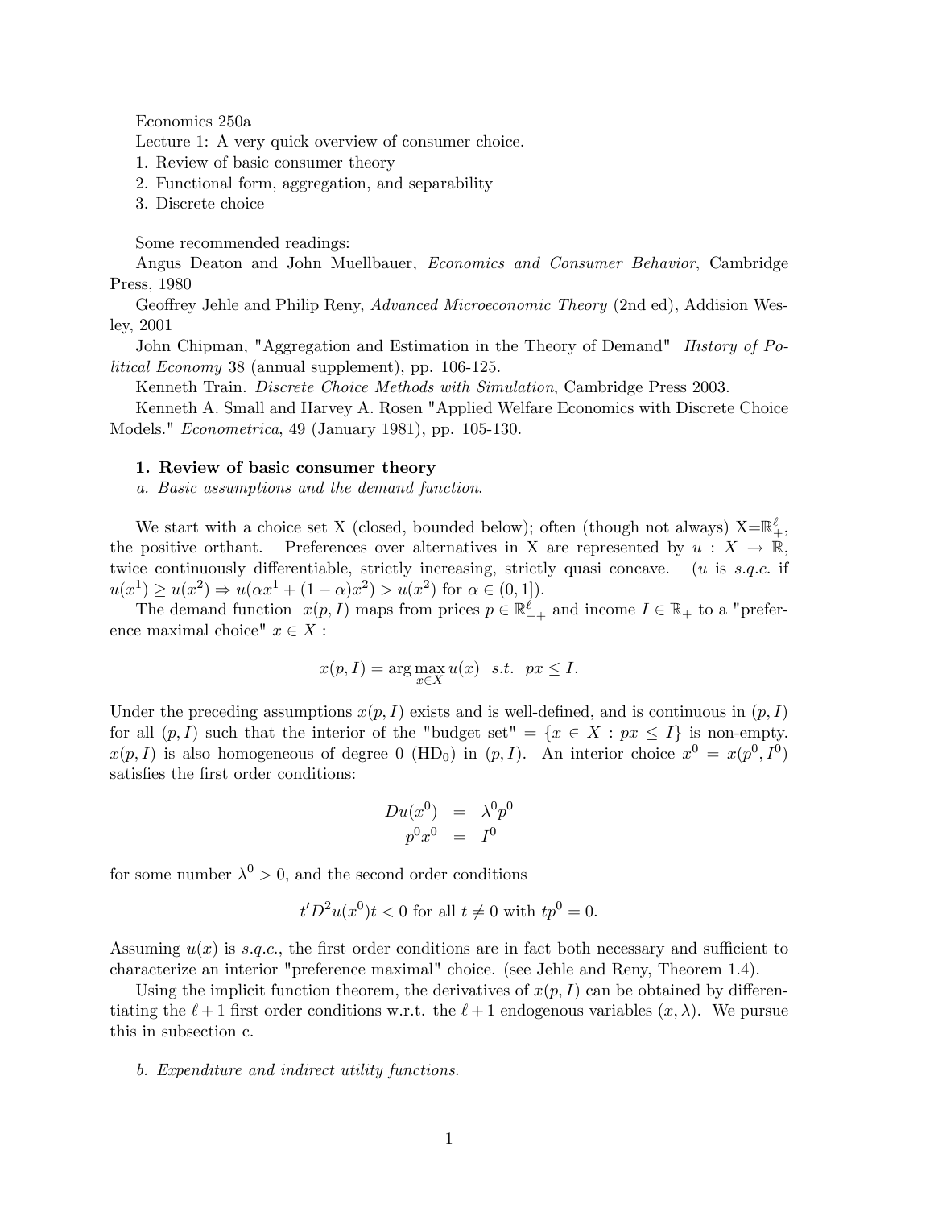Economics 250a

Lecture 1: A very quick overview of consumer choice.

1. Review of basic consumer theory
2. Functional form, aggregation, and separability
3. Discrete choice

Some recommended readings:

Angus Deaton and John Muellbauer, *Economics and Consumer Behavior*, Cambridge Press, 1980

Geoffrey Jehle and Philip Reny, *Advanced Microeconomic Theory* (2nd ed), Addision Wesley, 2001

John Chipman, "Aggregation and Estimation in the Theory of Demand" *History of Political Economy* 38 (annual supplement), pp. 106-125.

Kenneth Train. *Discrete Choice Methods with Simulation*, Cambridge Press 2003.

Kenneth A. Small and Harvey A. Rosen "Applied Welfare Economics with Discrete Choice Models." *Econometrica*, 49 (January 1981), pp. 105-130.

## 1. Review of basic consumer theory

*a. Basic assumptions and the demand function.*

We start with a choice set X (closed, bounded below); often (though not always) X$=\mathbb{R}^{\ell}_{+}$, the positive orthant. Preferences over alternatives in X are represented by $u : X \rightarrow \mathbb{R}$, twice continuously differentiable, strictly increasing, strictly quasi concave. ($u$ is *s.q.c.* if $u(x^1) \geq u(x^2) \Rightarrow u(\alpha x^1 + (1-\alpha)x^2) > u(x^2)$ for $\alpha \in (0, 1]$).

The demand function $x(p, I)$ maps from prices $p \in \mathbb{R}^{\ell}_{++}$ and income $I \in \mathbb{R}_{+}$ to a "preference maximal choice" $x \in X$ :

$$x(p, I) = \arg\max_{x \in X} u(x) \quad s.t. \quad px \leq I.$$

Under the preceding assumptions $x(p, I)$ exists and is well-defined, and is continuous in $(p, I)$ for all $(p, I)$ such that the interior of the "budget set" = $\{x \in X : px \leq I\}$ is non-empty. $x(p, I)$ is also homogeneous of degree 0 (HD$_0$) in $(p, I)$. An interior choice $x^0 = x(p^0, I^0)$ satisfies the first order conditions:

$$\begin{aligned} Du(x^0) &= \lambda^0 p^0 \\ p^0 x^0 &= I^0 \end{aligned}$$

for some number $\lambda^0 > 0$, and the second order conditions

$$t' D^2 u(x^0) t < 0 \text{ for all } t \neq 0 \text{ with } tp^0 = 0.$$

Assuming $u(x)$ is *s.q.c.*, the first order conditions are in fact both necessary and sufficient to characterize an interior "preference maximal" choice. (see Jehle and Reny, Theorem 1.4).

Using the implicit function theorem, the derivatives of $x(p, I)$ can be obtained by differentiating the $\ell + 1$ first order conditions w.r.t. the $\ell + 1$ endogenous variables $(x, \lambda)$. We pursue this in subsection c.

*b. Expenditure and indirect utility functions.*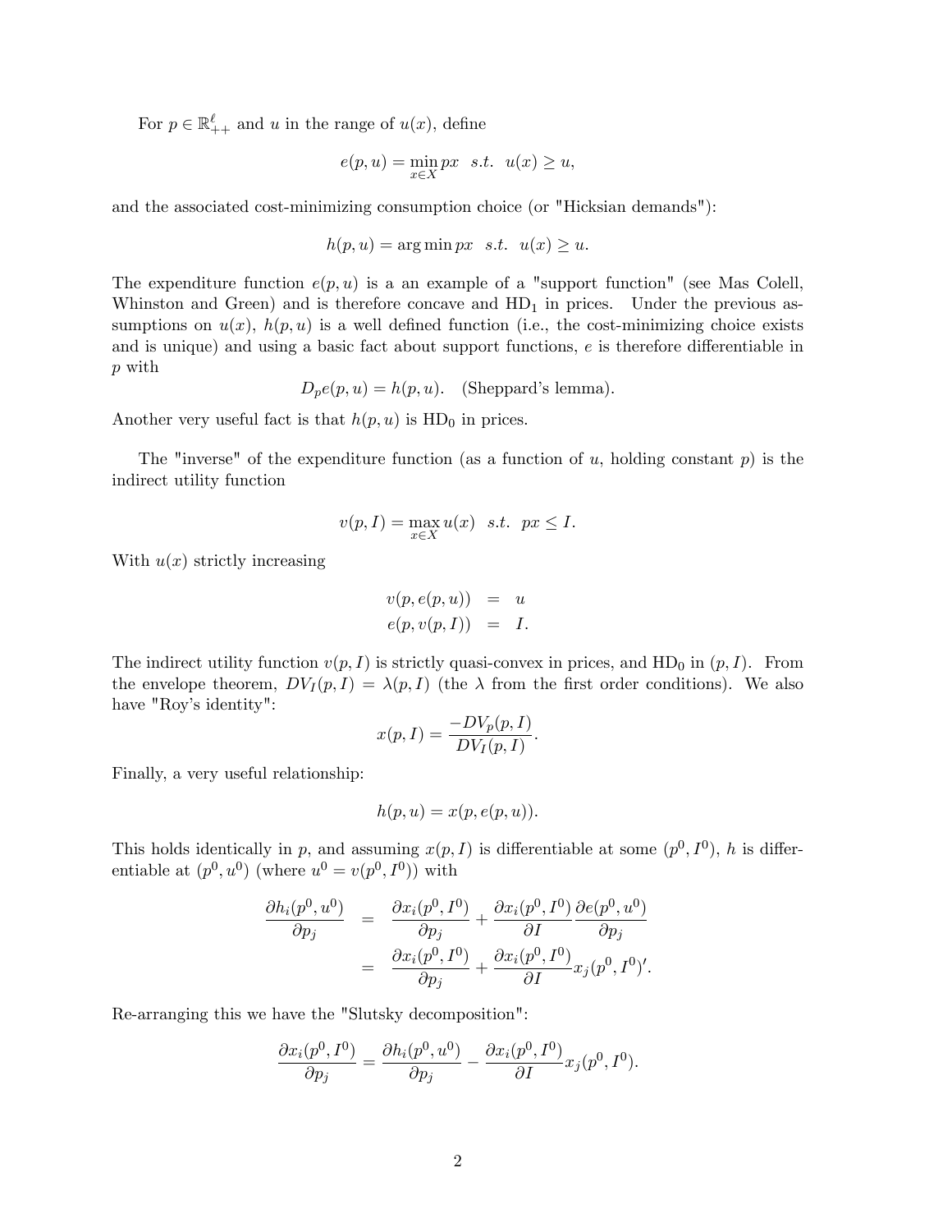For $p \in \mathbb{R}^{\ell}_{++}$ and $u$ in the range of $u(x)$, define

$$e(p,u) = \min_{x \in X} px \quad s.t. \quad u(x) \geq u,$$

and the associated cost-minimizing consumption choice (or "Hicksian demands"):

$$h(p,u) = \arg\min px \quad s.t. \quad u(x) \geq u.$$

The expenditure function $e(p,u)$ is a an example of a "support function" (see Mas Colell, Whinston and Green) and is therefore concave and $\text{HD}_1$ in prices. Under the previous assumptions on $u(x)$, $h(p,u)$ is a well defined function (i.e., the cost-minimizing choice exists and is unique) and using a basic fact about support functions, $e$ is therefore differentiable in $p$ with

$$D_p e(p,u) = h(p,u). \quad \text{(Sheppard's lemma)}.$$

Another very useful fact is that $h(p,u)$ is $\text{HD}_0$ in prices.

The "inverse" of the expenditure function (as a function of $u$, holding constant $p$) is the indirect utility function

$$v(p,I) = \max_{x \in X} u(x) \quad s.t. \quad px \leq I.$$

With $u(x)$ strictly increasing

$$\begin{aligned} v(p, e(p,u)) &= u \\ e(p, v(p,I)) &= I. \end{aligned}$$

The indirect utility function $v(p,I)$ is strictly quasi-convex in prices, and $\text{HD}_0$ in $(p,I)$. From the envelope theorem, $DV_I(p,I) = \lambda(p,I)$ (the $\lambda$ from the first order conditions). We also have "Roy's identity":

$$x(p,I) = \frac{-DV_p(p,I)}{DV_I(p,I)}.$$

Finally, a very useful relationship:

$$h(p,u) = x(p, e(p,u)).$$

This holds identically in $p$, and assuming $x(p,I)$ is differentiable at some $(p^0, I^0)$, $h$ is differentiable at $(p^0, u^0)$ (where $u^0 = v(p^0, I^0)$) with

$$\begin{aligned} \frac{\partial h_i(p^0, u^0)}{\partial p_j} &= \frac{\partial x_i(p^0, I^0)}{\partial p_j} + \frac{\partial x_i(p^0, I^0)}{\partial I} \frac{\partial e(p^0, u^0)}{\partial p_j} \\ &= \frac{\partial x_i(p^0, I^0)}{\partial p_j} + \frac{\partial x_i(p^0, I^0)}{\partial I} x_j(p^0, I^0)'. \end{aligned}$$

Re-arranging this we have the "Slutsky decomposition":

$$\frac{\partial x_i(p^0, I^0)}{\partial p_j} = \frac{\partial h_i(p^0, u^0)}{\partial p_j} - \frac{\partial x_i(p^0, I^0)}{\partial I} x_j(p^0, I^0).$$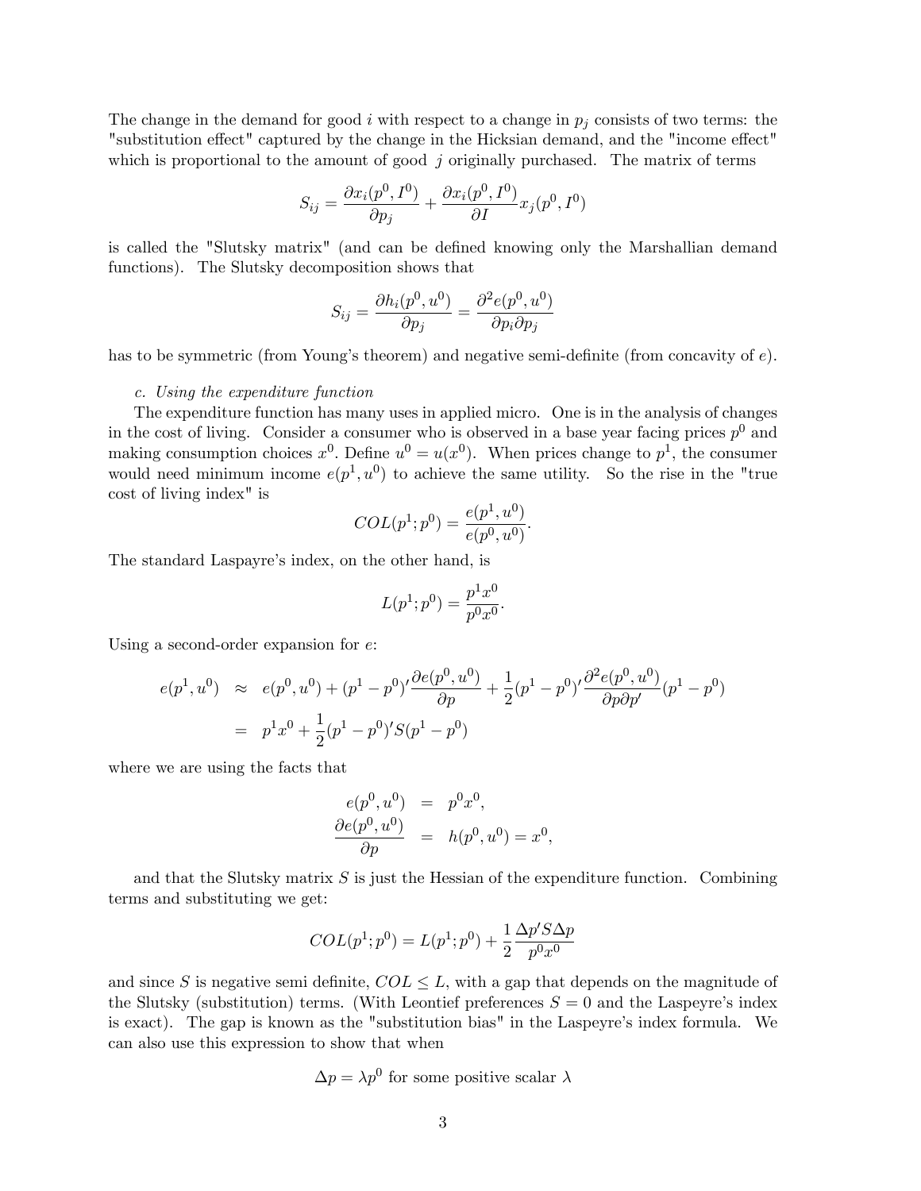The change in the demand for good $i$ with respect to a change in $p_j$ consists of two terms: the "substitution effect" captured by the change in the Hicksian demand, and the "income effect" which is proportional to the amount of good $j$ originally purchased. The matrix of terms

$$S_{ij} = \frac{\partial x_i(p^0, I^0)}{\partial p_j} + \frac{\partial x_i(p^0, I^0)}{\partial I} x_j(p^0, I^0)$$

is called the "Slutsky matrix" (and can be defined knowing only the Marshallian demand functions). The Slutsky decomposition shows that

$$S_{ij} = \frac{\partial h_i(p^0, u^0)}{\partial p_j} = \frac{\partial^2 e(p^0, u^0)}{\partial p_i \partial p_j}$$

has to be symmetric (from Young's theorem) and negative semi-definite (from concavity of $e$).

*c. Using the expenditure function*

The expenditure function has many uses in applied micro. One is in the analysis of changes in the cost of living. Consider a consumer who is observed in a base year facing prices $p^0$ and making consumption choices $x^0$. Define $u^0 = u(x^0)$. When prices change to $p^1$, the consumer would need minimum income $e(p^1, u^0)$ to achieve the same utility. So the rise in the "true cost of living index" is

$$COL(p^1; p^0) = \frac{e(p^1, u^0)}{e(p^0, u^0)}.$$

The standard Laspayre's index, on the other hand, is

$$L(p^1; p^0) = \frac{p^1 x^0}{p^0 x^0}.$$

Using a second-order expansion for $e$:

$$\begin{aligned} e(p^1, u^0) &\approx e(p^0, u^0) + (p^1 - p^0)' \frac{\partial e(p^0, u^0)}{\partial p} + \frac{1}{2}(p^1 - p^0)' \frac{\partial^2 e(p^0, u^0)}{\partial p \partial p'}(p^1 - p^0) \\ &= p^1 x^0 + \frac{1}{2}(p^1 - p^0)' S (p^1 - p^0) \end{aligned}$$

where we are using the facts that

$$\begin{aligned} e(p^0, u^0) &= p^0 x^0, \\ \frac{\partial e(p^0, u^0)}{\partial p} &= h(p^0, u^0) = x^0, \end{aligned}$$

and that the Slutsky matrix $S$ is just the Hessian of the expenditure function. Combining terms and substituting we get:

$$COL(p^1; p^0) = L(p^1; p^0) + \frac{1}{2} \frac{\Delta p' S \Delta p}{p^0 x^0}$$

and since $S$ is negative semi definite, $COL \leq L$, with a gap that depends on the magnitude of the Slutsky (substitution) terms. (With Leontief preferences $S = 0$ and the Laspeyre's index is exact). The gap is known as the "substitution bias" in the Laspeyre's index formula. We can also use this expression to show that when

$$\Delta p = \lambda p^0 \text{ for some positive scalar } \lambda$$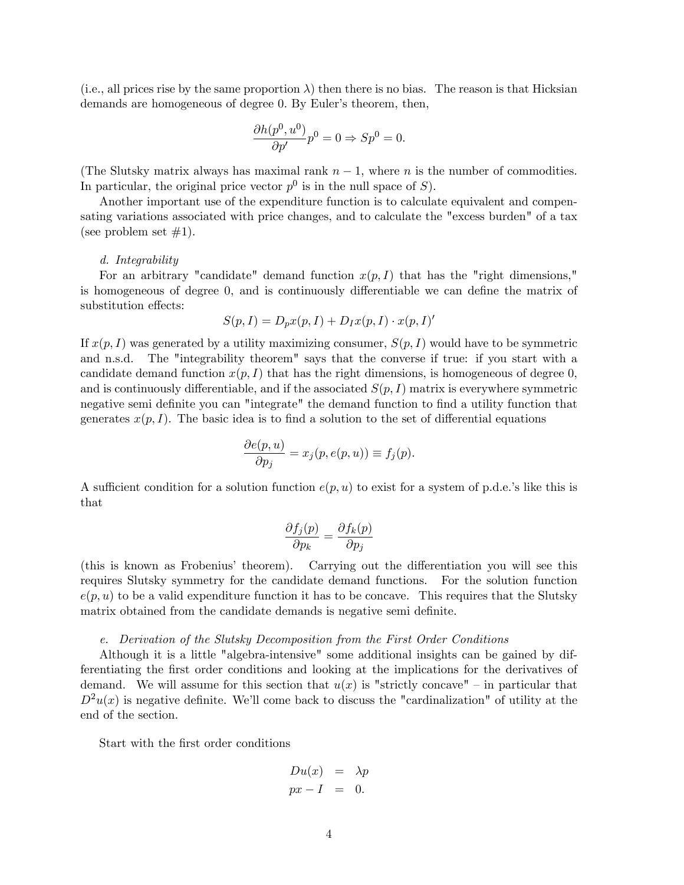(i.e., all prices rise by the same proportion $\lambda$) then there is no bias. The reason is that Hicksian demands are homogeneous of degree 0. By Euler's theorem, then,

$$\frac{\partial h(p^0,u^0)}{\partial p'}p^0 = 0 \Rightarrow Sp^0 = 0.$$

(The Slutsky matrix always has maximal rank $n-1$, where $n$ is the number of commodities. In particular, the original price vector $p^0$ is in the null space of $S$).

Another important use of the expenditure function is to calculate equivalent and compensating variations associated with price changes, and to calculate the "excess burden" of a tax (see problem set #1).

*d. Integrability*

For an arbitrary "candidate" demand function $x(p,I)$ that has the "right dimensions," is homogeneous of degree 0, and is continuously differentiable we can define the matrix of substitution effects:

$$S(p,I) = D_p x(p,I) + D_I x(p,I) \cdot x(p,I)'$$

If $x(p,I)$ was generated by a utility maximizing consumer, $S(p,I)$ would have to be symmetric and n.s.d. The "integrability theorem" says that the converse if true: if you start with a candidate demand function $x(p,I)$ that has the right dimensions, is homogeneous of degree 0, and is continuously differentiable, and if the associated $S(p,I)$ matrix is everywhere symmetric negative semi definite you can "integrate" the demand function to find a utility function that generates $x(p,I)$. The basic idea is to find a solution to the set of differential equations

$$\frac{\partial e(p,u)}{\partial p_j} = x_j(p, e(p,u)) \equiv f_j(p).$$

A sufficient condition for a solution function $e(p,u)$ to exist for a system of p.d.e.'s like this is that

$$\frac{\partial f_j(p)}{\partial p_k} = \frac{\partial f_k(p)}{\partial p_j}$$

(this is known as Frobenius' theorem). Carrying out the differentiation you will see this requires Slutsky symmetry for the candidate demand functions. For the solution function $e(p,u)$ to be a valid expenditure function it has to be concave. This requires that the Slutsky matrix obtained from the candidate demands is negative semi definite.

*e. Derivation of the Slutsky Decomposition from the First Order Conditions*

Although it is a little "algebra-intensive" some additional insights can be gained by differentiating the first order conditions and looking at the implications for the derivatives of demand. We will assume for this section that $u(x)$ is "strictly concave" – in particular that $D^2u(x)$ is negative definite. We'll come back to discuss the "cardinalization" of utility at the end of the section.

Start with the first order conditions

$$\begin{aligned} Du(x) &= \lambda p \\ px - I &= 0. \end{aligned}$$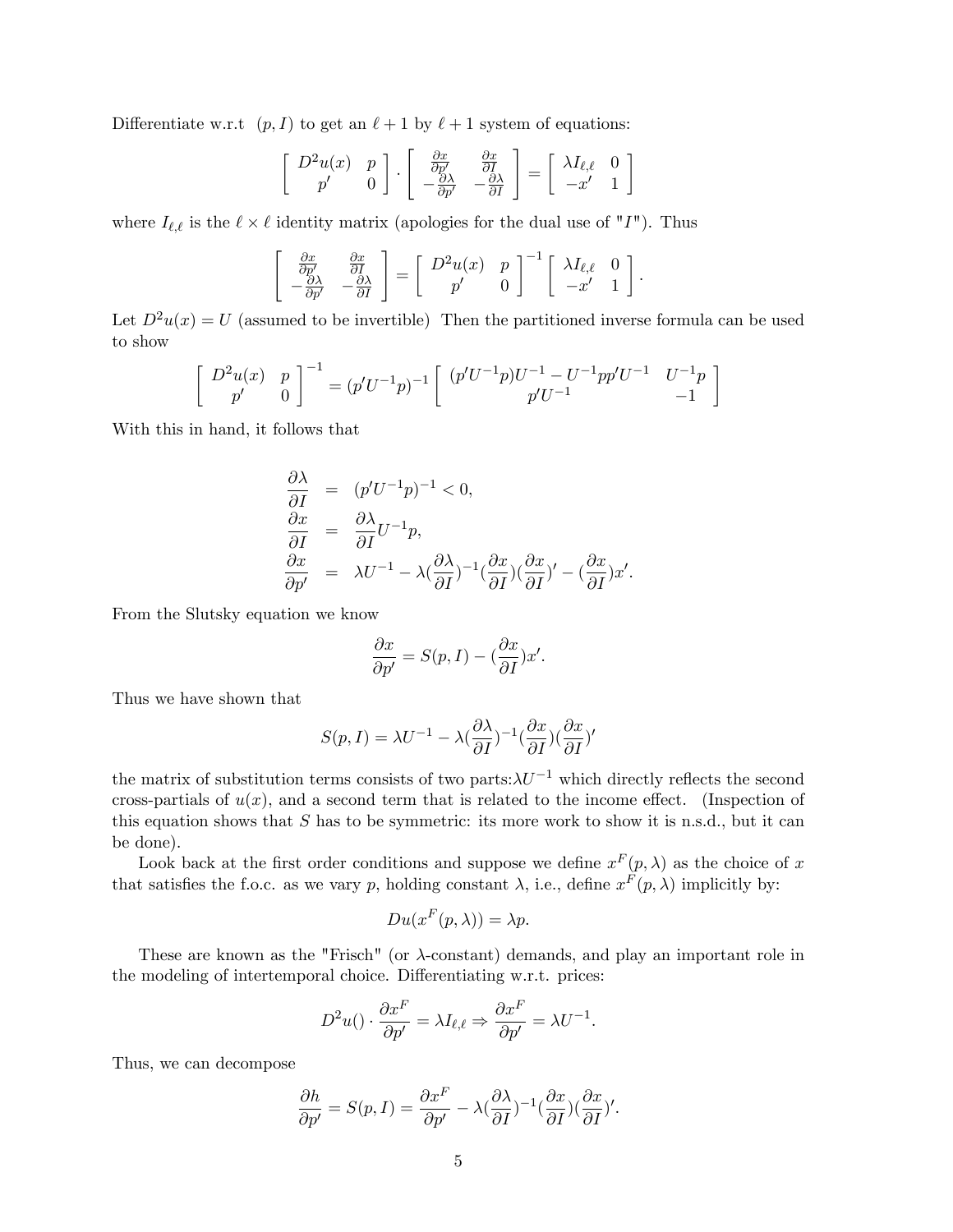Differentiate w.r.t $(p, I)$ to get an $\ell + 1$ by $\ell + 1$ system of equations:

$$\begin{bmatrix} D^2 u(x) & p \\ p' & 0 \end{bmatrix} \cdot \begin{bmatrix} \frac{\partial x}{\partial p'} & \frac{\partial x}{\partial I} \\ -\frac{\partial \lambda}{\partial p'} & -\frac{\partial \lambda}{\partial I} \end{bmatrix} = \begin{bmatrix} \lambda I_{\ell,\ell} & 0 \\ -x' & 1 \end{bmatrix}$$

where $I_{\ell,\ell}$ is the $\ell \times \ell$ identity matrix (apologies for the dual use of "$I$"). Thus

$$\begin{bmatrix} \frac{\partial x}{\partial p'} & \frac{\partial x}{\partial I} \\ -\frac{\partial \lambda}{\partial p'} & -\frac{\partial \lambda}{\partial I} \end{bmatrix} = \begin{bmatrix} D^2 u(x) & p \\ p' & 0 \end{bmatrix}^{-1} \begin{bmatrix} \lambda I_{\ell,\ell} & 0 \\ -x' & 1 \end{bmatrix}.$$

Let $D^2 u(x) = U$ (assumed to be invertible) Then the partitioned inverse formula can be used to show

$$\begin{bmatrix} D^2 u(x) & p \\ p' & 0 \end{bmatrix}^{-1} = (p'U^{-1}p)^{-1} \begin{bmatrix} (p'U^{-1}p)U^{-1} - U^{-1}pp'U^{-1} & U^{-1}p \\ p'U^{-1} & -1 \end{bmatrix}$$

With this in hand, it follows that

$$\begin{aligned} \frac{\partial \lambda}{\partial I} &= (p'U^{-1}p)^{-1} < 0, \\ \frac{\partial x}{\partial I} &= \frac{\partial \lambda}{\partial I} U^{-1} p, \\ \frac{\partial x}{\partial p'} &= \lambda U^{-1} - \lambda (\frac{\partial \lambda}{\partial I})^{-1} (\frac{\partial x}{\partial I})(\frac{\partial x}{\partial I})' - (\frac{\partial x}{\partial I}) x'. \end{aligned}$$

From the Slutsky equation we know

$$\frac{\partial x}{\partial p'} = S(p, I) - (\frac{\partial x}{\partial I}) x'.$$

Thus we have shown that

$$S(p, I) = \lambda U^{-1} - \lambda (\frac{\partial \lambda}{\partial I})^{-1} (\frac{\partial x}{\partial I})(\frac{\partial x}{\partial I})'$$

the matrix of substitution terms consists of two parts:$\lambda U^{-1}$ which directly reflects the second cross-partials of $u(x)$, and a second term that is related to the income effect. (Inspection of this equation shows that $S$ has to be symmetric: its more work to show it is n.s.d., but it can be done).

Look back at the first order conditions and suppose we define $x^F(p, \lambda)$ as the choice of $x$ that satisfies the f.o.c. as we vary $p$, holding constant $\lambda$, i.e., define $x^F(p, \lambda)$ implicitly by:

$$Du(x^F(p, \lambda)) = \lambda p.$$

These are known as the "Frisch" (or $\lambda$-constant) demands, and play an important role in the modeling of intertemporal choice. Differentiating w.r.t. prices:

$$D^2 u() \cdot \frac{\partial x^F}{\partial p'} = \lambda I_{\ell,\ell} \Rightarrow \frac{\partial x^F}{\partial p'} = \lambda U^{-1}.$$

Thus, we can decompose

$$\frac{\partial h}{\partial p'} = S(p, I) = \frac{\partial x^F}{\partial p'} - \lambda (\frac{\partial \lambda}{\partial I})^{-1} (\frac{\partial x}{\partial I})(\frac{\partial x}{\partial I})'.$$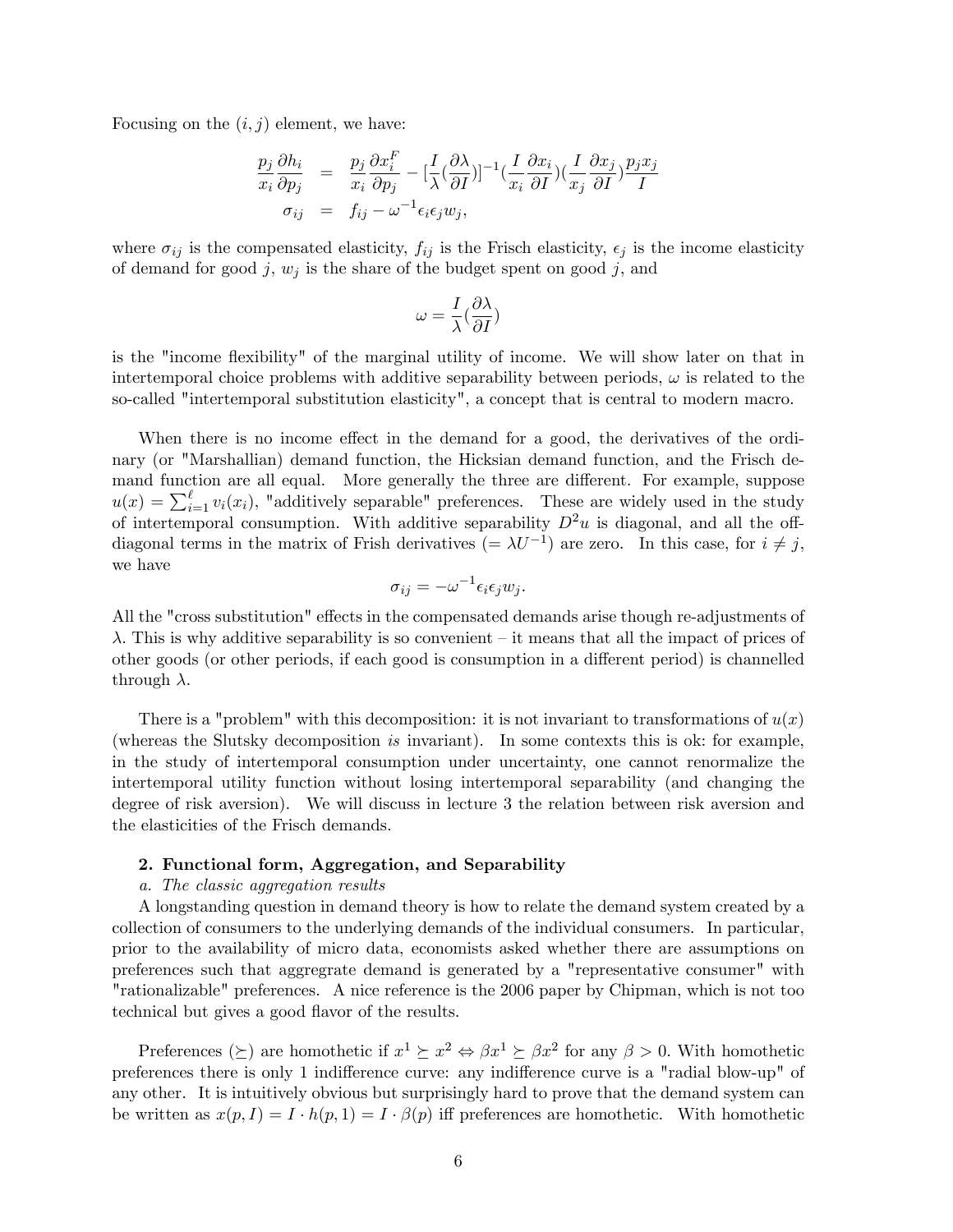Focusing on the $(i, j)$ element, we have:

$$
\begin{aligned}
\frac{p_j}{x_i}\frac{\partial h_i}{\partial p_j} &= \frac{p_j}{x_i}\frac{\partial x_i^F}{\partial p_j} - [\frac{I}{\lambda}(\frac{\partial \lambda}{\partial I})]^{-1}(\frac{I}{x_i}\frac{\partial x_i}{\partial I})(\frac{I}{x_j}\frac{\partial x_j}{\partial I})\frac{p_j x_j}{I} \\
\sigma_{ij} &= f_{ij} - \omega^{-1}\epsilon_i \epsilon_j w_j,
\end{aligned}
$$

where $\sigma_{ij}$ is the compensated elasticity, $f_{ij}$ is the Frisch elasticity, $\epsilon_j$ is the income elasticity of demand for good $j$, $w_j$ is the share of the budget spent on good $j$, and

$$
\omega = \frac{I}{\lambda}(\frac{\partial \lambda}{\partial I})
$$

is the "income flexibility" of the marginal utility of income. We will show later on that in intertemporal choice problems with additive separability between periods, $\omega$ is related to the so-called "intertemporal substitution elasticity", a concept that is central to modern macro.

When there is no income effect in the demand for a good, the derivatives of the ordinary (or "Marshallian) demand function, the Hicksian demand function, and the Frisch demand function are all equal. More generally the three are different. For example, suppose $u(x) = \sum_{i=1}^{\ell} v_i(x_i)$, "additively separable" preferences. These are widely used in the study of intertemporal consumption. With additive separability $D^2u$ is diagonal, and all the off-diagonal terms in the matrix of Frish derivatives ($= \lambda U^{-1}$) are zero. In this case, for $i \neq j$, we have

$$
\sigma_{ij} = -\omega^{-1}\epsilon_i \epsilon_j w_j.
$$

All the "cross substitution" effects in the compensated demands arise though re-adjustments of $\lambda$. This is why additive separability is so convenient – it means that all the impact of prices of other goods (or other periods, if each good is consumption in a different period) is channelled through $\lambda$.

There is a "problem" with this decomposition: it is not invariant to transformations of $u(x)$ (whereas the Slutsky decomposition *is* invariant). In some contexts this is ok: for example, in the study of intertemporal consumption under uncertainty, one cannot renormalize the intertemporal utility function without losing intertemporal separability (and changing the degree of risk aversion). We will discuss in lecture 3 the relation between risk aversion and the elasticities of the Frisch demands.

**2. Functional form, Aggregation, and Separability**

*a. The classic aggregation results*

A longstanding question in demand theory is how to relate the demand system created by a collection of consumers to the underlying demands of the individual consumers. In particular, prior to the availability of micro data, economists asked whether there are assumptions on preferences such that aggregrate demand is generated by a "representative consumer" with "rationalizable" preferences. A nice reference is the 2006 paper by Chipman, which is not too technical but gives a good flavor of the results.

Preferences ($\succeq$) are homothetic if $x^1 \succeq x^2 \Leftrightarrow \beta x^1 \succeq \beta x^2$ for any $\beta > 0$. With homothetic preferences there is only 1 indifference curve: any indifference curve is a "radial blow-up" of any other. It is intuitively obvious but surprisingly hard to prove that the demand system can be written as $x(p, I) = I \cdot h(p, 1) = I \cdot \beta(p)$ iff preferences are homothetic. With homothetic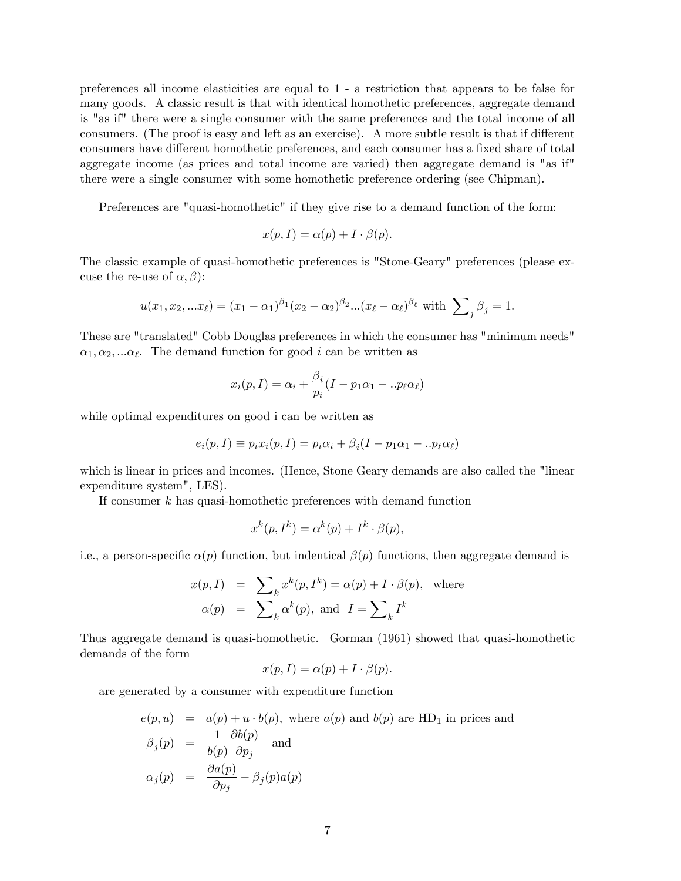preferences all income elasticities are equal to 1 - a restriction that appears to be false for many goods. A classic result is that with identical homothetic preferences, aggregate demand is "as if" there were a single consumer with the same preferences and the total income of all consumers. (The proof is easy and left as an exercise). A more subtle result is that if different consumers have different homothetic preferences, and each consumer has a fixed share of total aggregate income (as prices and total income are varied) then aggregate demand is "as if" there were a single consumer with some homothetic preference ordering (see Chipman).

Preferences are "quasi-homothetic" if they give rise to a demand function of the form:

$$x(p, I) = \alpha(p) + I \cdot \beta(p).$$

The classic example of quasi-homothetic preferences is "Stone-Geary" preferences (please excuse the re-use of $\alpha, \beta$):

$$u(x_1, x_2, ...x_\ell) = (x_1 - \alpha_1)^{\beta_1}(x_2 - \alpha_2)^{\beta_2}...(x_\ell - \alpha_\ell)^{\beta_\ell} \text{ with } \sum_j \beta_j = 1.$$

These are "translated" Cobb Douglas preferences in which the consumer has "minimum needs" $\alpha_1, \alpha_2, ...\alpha_\ell$. The demand function for good $i$ can be written as

$$x_i(p, I) = \alpha_i + \frac{\beta_i}{p_i}(I - p_1\alpha_1 - ..p_\ell\alpha_\ell)$$

while optimal expenditures on good i can be written as

$$e_i(p, I) \equiv p_i x_i(p, I) = p_i\alpha_i + \beta_i(I - p_1\alpha_1 - ..p_\ell\alpha_\ell)$$

which is linear in prices and incomes. (Hence, Stone Geary demands are also called the "linear expenditure system", LES).

If consumer $k$ has quasi-homothetic preferences with demand function

$$x^k(p, I^k) = \alpha^k(p) + I^k \cdot \beta(p),$$

i.e., a person-specific $\alpha(p)$ function, but indentical $\beta(p)$ functions, then aggregate demand is

$$\begin{aligned} x(p, I) &= \sum_k x^k(p, I^k) = \alpha(p) + I \cdot \beta(p), \quad \text{where} \\ \alpha(p) &= \sum_k \alpha^k(p), \text{ and } I = \sum_k I^k \end{aligned}$$

Thus aggregate demand is quasi-homothetic. Gorman (1961) showed that quasi-homothetic demands of the form

$$x(p, I) = \alpha(p) + I \cdot \beta(p).$$

are generated by a consumer with expenditure function

$$\begin{aligned} e(p, u) &= a(p) + u \cdot b(p), \text{ where } a(p) \text{ and } b(p) \text{ are HD}_1 \text{ in prices and} \\ \beta_j(p) &= \frac{1}{b(p)}\frac{\partial b(p)}{\partial p_j} \quad \text{and} \\ \alpha_j(p) &= \frac{\partial a(p)}{\partial p_j} - \beta_j(p)a(p) \end{aligned}$$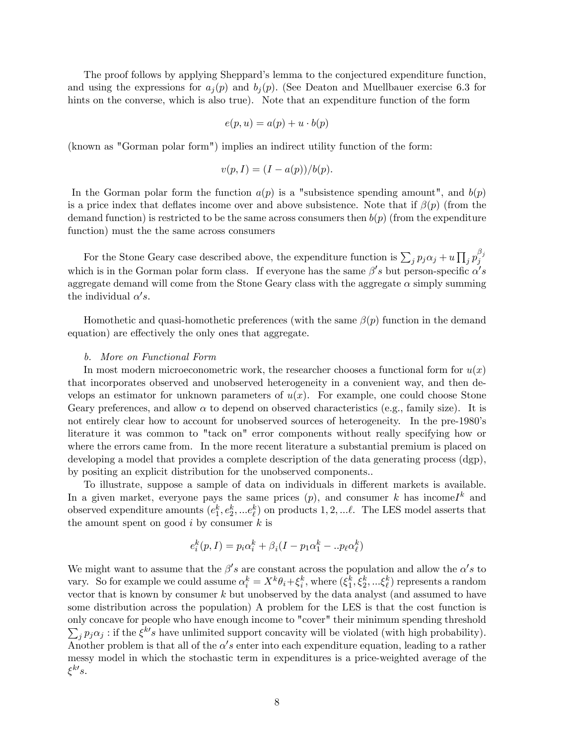The proof follows by applying Sheppard's lemma to the conjectured expenditure function, and using the expressions for $a_j(p)$ and $b_j(p)$. (See Deaton and Muellbauer exercise 6.3 for hints on the converse, which is also true). Note that an expenditure function of the form

$$e(p, u) = a(p) + u \cdot b(p)$$

(known as "Gorman polar form") implies an indirect utility function of the form:

$$v(p, I) = (I - a(p))/b(p).$$

In the Gorman polar form the function $a(p)$ is a "subsistence spending amount", and $b(p)$ is a price index that deflates income over and above subsistence. Note that if $\beta(p)$ (from the demand function) is restricted to be the same across consumers then $b(p)$ (from the expenditure function) must the the same across consumers

For the Stone Geary case described above, the expenditure function is $\sum_j p_j \alpha_j + u \prod_j p_j^{\beta_j}$ which is in the Gorman polar form class. If everyone has the same $\beta's$ but person-specific $\alpha's$ aggregate demand will come from the Stone Geary class with the aggregate $\alpha$ simply summing the individual $\alpha's$.

Homothetic and quasi-homothetic preferences (with the same $\beta(p)$ function in the demand equation) are effectively the only ones that aggregate.

*b. More on Functional Form*

In most modern microeconometric work, the researcher chooses a functional form for $u(x)$ that incorporates observed and unobserved heterogeneity in a convenient way, and then develops an estimator for unknown parameters of $u(x)$. For example, one could choose Stone Geary preferences, and allow $\alpha$ to depend on observed characteristics (e.g., family size). It is not entirely clear how to account for unobserved sources of heterogeneity. In the pre-1980's literature it was common to "tack on" error components without really specifying how or where the errors came from. In the more recent literature a substantial premium is placed on developing a model that provides a complete description of the data generating process (dgp), by positing an explicit distribution for the unobserved components..

To illustrate, suppose a sample of data on individuals in different markets is available. In a given market, everyone pays the same prices ($p$), and consumer $k$ has income$I^k$ and observed expenditure amounts $(e_1^k, e_2^k, ...e_\ell^k)$ on products $1, 2, ...\ell$. The LES model asserts that the amount spent on good $i$ by consumer $k$ is

$$e_i^k(p, I) = p_i \alpha_i^k + \beta_i(I - p_1 \alpha_1^k - ..p_\ell \alpha_\ell^k)$$

We might want to assume that the $\beta's$ are constant across the population and allow the $\alpha's$ to vary. So for example we could assume $\alpha_i^k = X^k \theta_i + \xi_i^k$, where $(\xi_1^k, \xi_2^k, ...\xi_\ell^k)$ represents a random vector that is known by consumer $k$ but unobserved by the data analyst (and assumed to have some distribution across the population) A problem for the LES is that the cost function is only concave for people who have enough income to "cover" their minimum spending threshold $\sum_j p_j \alpha_j$ : if the $\xi^{k\prime}s$ have unlimited support concavity will be violated (with high probability). Another problem is that all of the $\alpha's$ enter into each expenditure equation, leading to a rather messy model in which the stochastic term in expenditures is a price-weighted average of the $\xi^{k\prime}s$.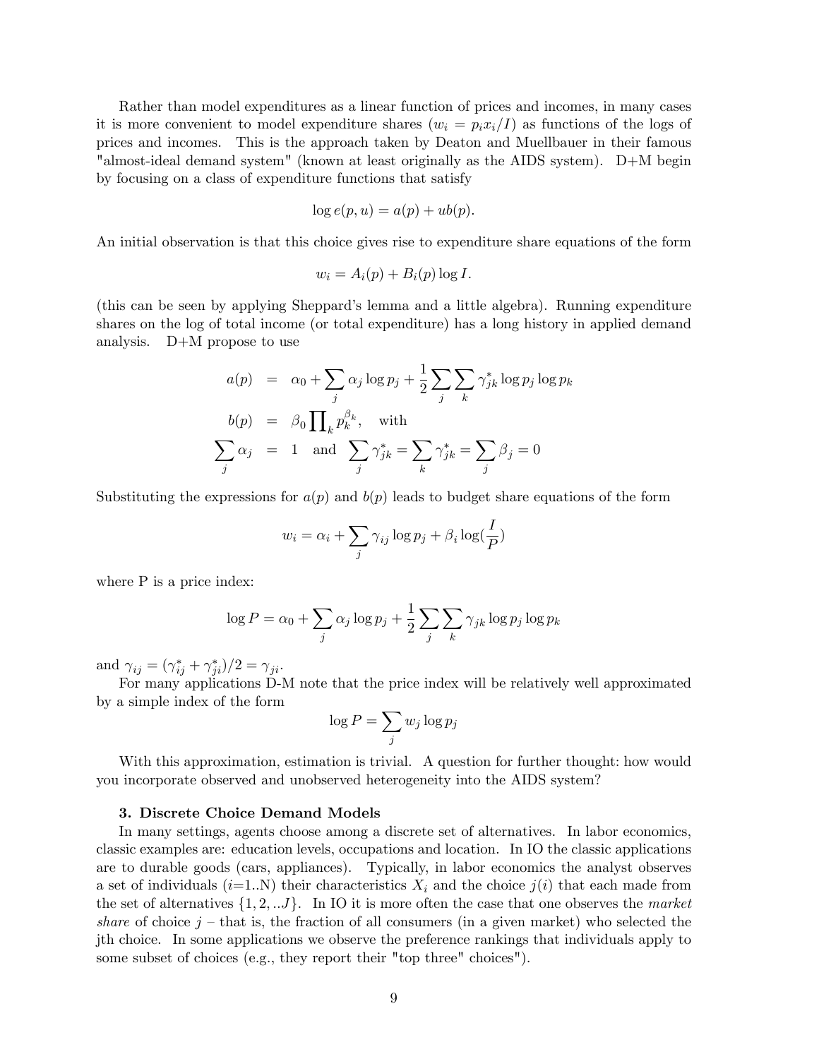Rather than model expenditures as a linear function of prices and incomes, in many cases it is more convenient to model expenditure shares ($w_i = p_i x_i / I$) as functions of the logs of prices and incomes. This is the approach taken by Deaton and Muellbauer in their famous "almost-ideal demand system" (known at least originally as the AIDS system). D+M begin by focusing on a class of expenditure functions that satisfy

$$\log e(p,u) = a(p) + ub(p).$$

An initial observation is that this choice gives rise to expenditure share equations of the form

$$w_i = A_i(p) + B_i(p) \log I.$$

(this can be seen by applying Sheppard's lemma and a little algebra). Running expenditure shares on the log of total income (or total expenditure) has a long history in applied demand analysis. D+M propose to use

$$
\begin{aligned}
a(p) &= \alpha_0 + \sum_j \alpha_j \log p_j + \frac{1}{2} \sum_j \sum_k \gamma_{jk}^* \log p_j \log p_k \\
b(p) &= \beta_0 \prod_k p_k^{\beta_k}, \quad \text{with} \\
\sum_j \alpha_j &= 1 \quad \text{and} \quad \sum_j \gamma_{jk}^* = \sum_k \gamma_{jk}^* = \sum_j \beta_j = 0
\end{aligned}
$$

Substituting the expressions for $a(p)$ and $b(p)$ leads to budget share equations of the form

$$w_i = \alpha_i + \sum_j \gamma_{ij} \log p_j + \beta_i \log(\frac{I}{P})$$

where P is a price index:

$$\log P = \alpha_0 + \sum_j \alpha_j \log p_j + \frac{1}{2} \sum_j \sum_k \gamma_{jk} \log p_j \log p_k$$

and $\gamma_{ij} = (\gamma_{ij}^* + \gamma_{ji}^*)/2 = \gamma_{ji}$.

For many applications D-M note that the price index will be relatively well approximated by a simple index of the form

$$\log P = \sum_j w_j \log p_j$$

With this approximation, estimation is trivial. A question for further thought: how would you incorporate observed and unobserved heterogeneity into the AIDS system?

### 3. Discrete Choice Demand Models

In many settings, agents choose among a discrete set of alternatives. In labor economics, classic examples are: education levels, occupations and location. In IO the classic applications are to durable goods (cars, appliances). Typically, in labor economics the analyst observes a set of individuals ($i$=1..N) their characteristics $X_i$ and the choice $j(i)$ that each made from the set of alternatives $\{1, 2, ..J\}$. In IO it is more often the case that one observes the *market share* of choice $j$ – that is, the fraction of all consumers (in a given market) who selected the jth choice. In some applications we observe the preference rankings that individuals apply to some subset of choices (e.g., they report their "top three" choices").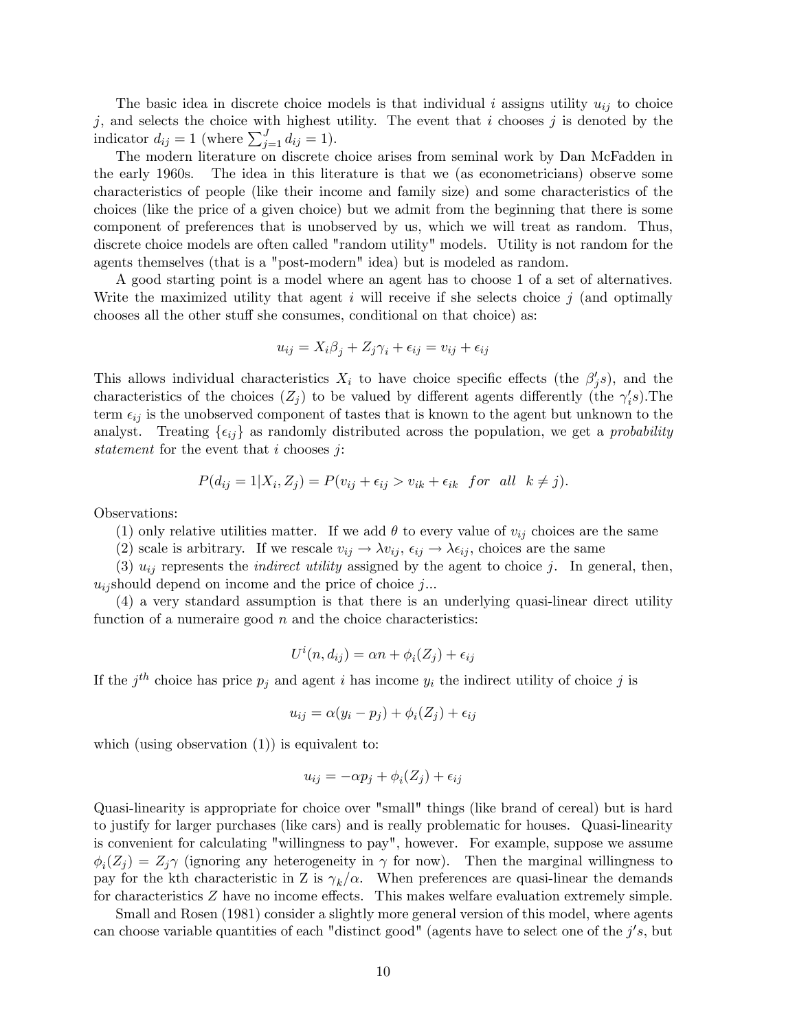The basic idea in discrete choice models is that individual $i$ assigns utility $u_{ij}$ to choice $j$, and selects the choice with highest utility. The event that $i$ chooses $j$ is denoted by the indicator $d_{ij} = 1$ (where $\sum_{j=1}^{J} d_{ij} = 1$).

The modern literature on discrete choice arises from seminal work by Dan McFadden in the early 1960s. The idea in this literature is that we (as econometricians) observe some characteristics of people (like their income and family size) and some characteristics of the choices (like the price of a given choice) but we admit from the beginning that there is some component of preferences that is unobserved by us, which we will treat as random. Thus, discrete choice models are often called "random utility" models. Utility is not random for the agents themselves (that is a "post-modern" idea) but is modeled as random.

A good starting point is a model where an agent has to choose 1 of a set of alternatives. Write the maximized utility that agent $i$ will receive if she selects choice $j$ (and optimally chooses all the other stuff she consumes, conditional on that choice) as:

$$u_{ij} = X_i \beta_j + Z_j \gamma_i + \epsilon_{ij} = v_{ij} + \epsilon_{ij}$$

This allows individual characteristics $X_i$ to have choice specific effects (the $\beta_j' s$), and the characteristics of the choices ($Z_j$) to be valued by different agents differently (the $\gamma_i' s$).The term $\epsilon_{ij}$ is the unobserved component of tastes that is known to the agent but unknown to the analyst. Treating $\{\epsilon_{ij}\}$ as randomly distributed across the population, we get a *probability statement* for the event that $i$ chooses $j$:

$$P(d_{ij} = 1 | X_i, Z_j) = P(v_{ij} + \epsilon_{ij} > v_{ik} + \epsilon_{ik} \;\; for \;\; all \;\; k \neq j).$$

Observations:

(1) only relative utilities matter. If we add $\theta$ to every value of $v_{ij}$ choices are the same

(2) scale is arbitrary. If we rescale $v_{ij} \to \lambda v_{ij}$, $\epsilon_{ij} \to \lambda \epsilon_{ij}$, choices are the same

(3) $u_{ij}$ represents the *indirect utility* assigned by the agent to choice $j$. In general, then, $u_{ij}$should depend on income and the price of choice $j$...

(4) a very standard assumption is that there is an underlying quasi-linear direct utility function of a numeraire good $n$ and the choice characteristics:

$$U^i(n, d_{ij}) = \alpha n + \phi_i(Z_j) + \epsilon_{ij}$$

If the $j^{th}$ choice has price $p_j$ and agent $i$ has income $y_i$ the indirect utility of choice $j$ is

$$u_{ij} = \alpha(y_i - p_j) + \phi_i(Z_j) + \epsilon_{ij}$$

which (using observation (1)) is equivalent to:

$$u_{ij} = -\alpha p_j + \phi_i(Z_j) + \epsilon_{ij}$$

Quasi-linearity is appropriate for choice over "small" things (like brand of cereal) but is hard to justify for larger purchases (like cars) and is really problematic for houses. Quasi-linearity is convenient for calculating "willingness to pay", however. For example, suppose we assume $\phi_i(Z_j) = Z_j \gamma$ (ignoring any heterogeneity in $\gamma$ for now). Then the marginal willingness to pay for the kth characteristic in Z is $\gamma_k / \alpha$. When preferences are quasi-linear the demands for characteristics $Z$ have no income effects. This makes welfare evaluation extremely simple.

Small and Rosen (1981) consider a slightly more general version of this model, where agents can choose variable quantities of each "distinct good" (agents have to select one of the $j's$, but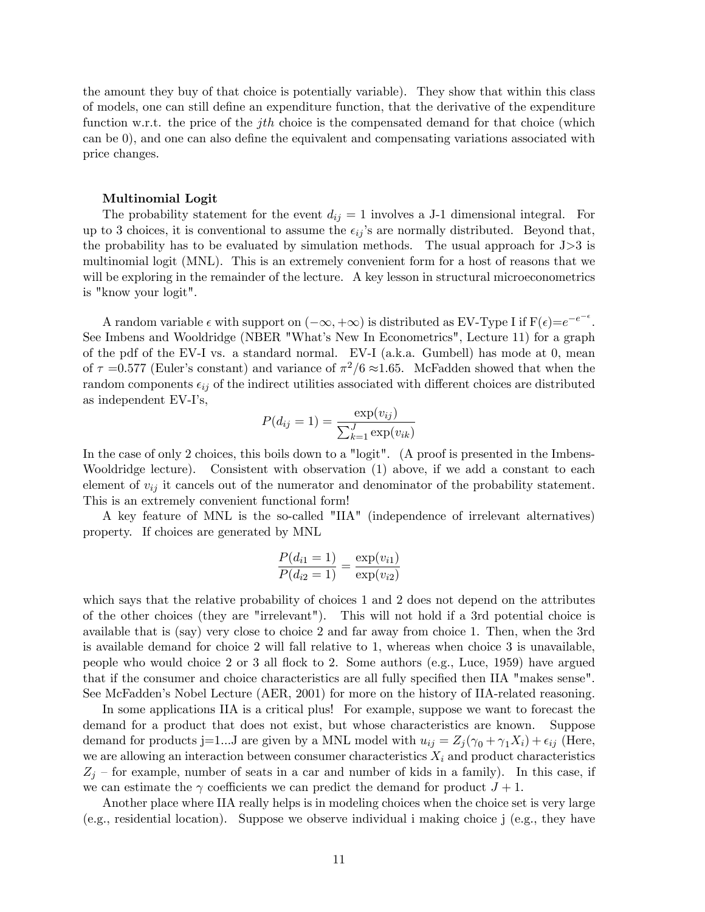the amount they buy of that choice is potentially variable). They show that within this class of models, one can still define an expenditure function, that the derivative of the expenditure function w.r.t. the price of the *jth* choice is the compensated demand for that choice (which can be 0), and one can also define the equivalent and compensating variations associated with price changes.

**Multinomial Logit**

The probability statement for the event $d_{ij} = 1$ involves a J-1 dimensional integral. For up to 3 choices, it is conventional to assume the $\epsilon_{ij}$'s are normally distributed. Beyond that, the probability has to be evaluated by simulation methods. The usual approach for J>3 is multinomial logit (MNL). This is an extremely convenient form for a host of reasons that we will be exploring in the remainder of the lecture. A key lesson in structural microeconometrics is "know your logit".

A random variable $\epsilon$ with support on $(-\infty, +\infty)$ is distributed as EV-Type I if $F(\epsilon)=e^{-e^{-\epsilon}}$. See Imbens and Wooldridge (NBER "What's New In Econometrics", Lecture 11) for a graph of the pdf of the EV-I vs. a standard normal. EV-I (a.k.a. Gumbell) has mode at 0, mean of $\tau$ =0.577 (Euler's constant) and variance of $\pi^2/6 \approx 1.65$. McFadden showed that when the random components $\epsilon_{ij}$ of the indirect utilities associated with different choices are distributed as independent EV-I's,

$$P(d_{ij} = 1) = \frac{\exp(v_{ij})}{\sum_{k=1}^{J} \exp(v_{ik})}$$

In the case of only 2 choices, this boils down to a "logit". (A proof is presented in the Imbens-Wooldridge lecture). Consistent with observation (1) above, if we add a constant to each element of $v_{ij}$ it cancels out of the numerator and denominator of the probability statement. This is an extremely convenient functional form!

A key feature of MNL is the so-called "IIA" (independence of irrelevant alternatives) property. If choices are generated by MNL

$$\frac{P(d_{i1} = 1)}{P(d_{i2} = 1)} = \frac{\exp(v_{i1})}{\exp(v_{i2})}$$

which says that the relative probability of choices 1 and 2 does not depend on the attributes of the other choices (they are "irrelevant"). This will not hold if a 3rd potential choice is available that is (say) very close to choice 2 and far away from choice 1. Then, when the 3rd is available demand for choice 2 will fall relative to 1, whereas when choice 3 is unavailable, people who would choice 2 or 3 all flock to 2. Some authors (e.g., Luce, 1959) have argued that if the consumer and choice characteristics are all fully specified then IIA "makes sense". See McFadden's Nobel Lecture (AER, 2001) for more on the history of IIA-related reasoning.

In some applications IIA is a critical plus! For example, suppose we want to forecast the demand for a product that does not exist, but whose characteristics are known. Suppose demand for products j=1...J are given by a MNL model with $u_{ij} = Z_j(\gamma_0 + \gamma_1 X_i) + \epsilon_{ij}$ (Here, we are allowing an interaction between consumer characteristics $X_i$ and product characteristics $Z_j$ – for example, number of seats in a car and number of kids in a family). In this case, if we can estimate the $\gamma$ coefficients we can predict the demand for product $J + 1$.

Another place where IIA really helps is in modeling choices when the choice set is very large (e.g., residential location). Suppose we observe individual i making choice j (e.g., they have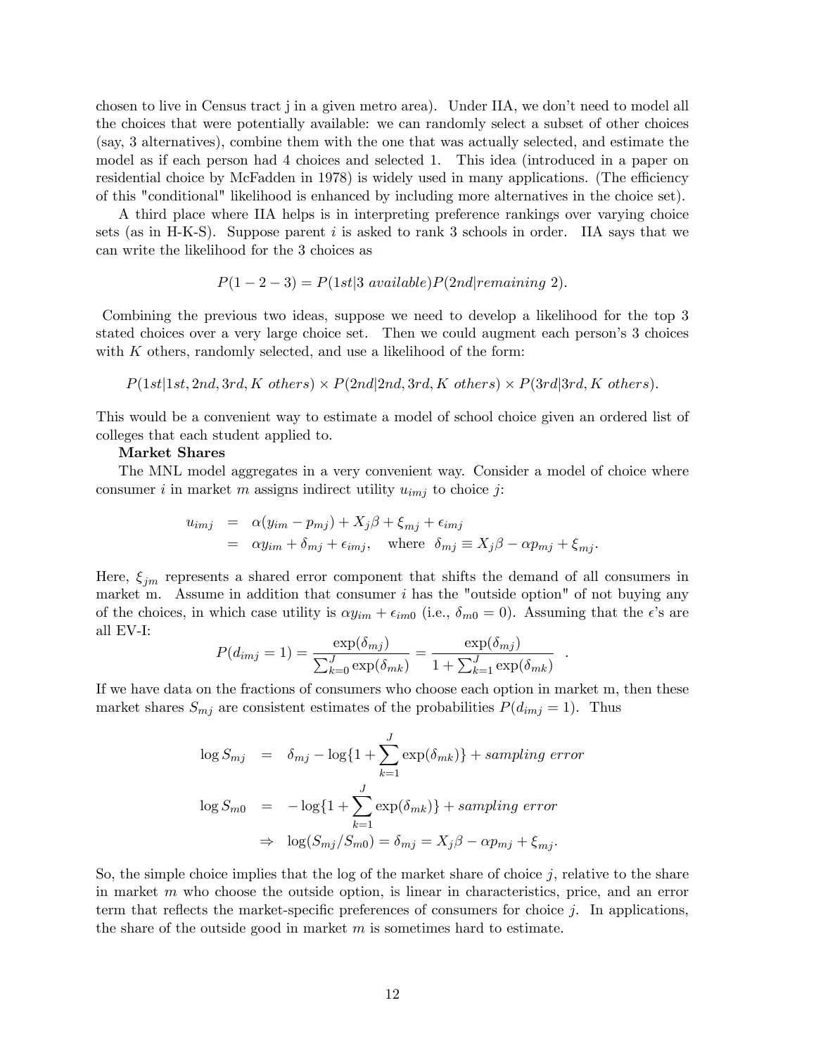chosen to live in Census tract j in a given metro area). Under IIA, we don't need to model all the choices that were potentially available: we can randomly select a subset of other choices (say, 3 alternatives), combine them with the one that was actually selected, and estimate the model as if each person had 4 choices and selected 1. This idea (introduced in a paper on residential choice by McFadden in 1978) is widely used in many applications. (The efficiency of this "conditional" likelihood is enhanced by including more alternatives in the choice set).

A third place where IIA helps is in interpreting preference rankings over varying choice sets (as in H-K-S). Suppose parent $i$ is asked to rank 3 schools in order. IIA says that we can write the likelihood for the 3 choices as

$$P(1-2-3) = P(1st|3\ available)P(2nd|remaining\ 2).$$

Combining the previous two ideas, suppose we need to develop a likelihood for the top 3 stated choices over a very large choice set. Then we could augment each person's 3 choices with $K$ others, randomly selected, and use a likelihood of the form:

$$P(1st|1st, 2nd, 3rd, K\ others) \times P(2nd|2nd, 3rd, K\ others) \times P(3rd|3rd, K\ others).$$

This would be a convenient way to estimate a model of school choice given an ordered list of colleges that each student applied to.

**Market Shares**

The MNL model aggregates in a very convenient way. Consider a model of choice where consumer $i$ in market $m$ assigns indirect utility $u_{imj}$ to choice $j$:

$$\begin{aligned} u_{imj} &= \alpha(y_{im} - p_{mj}) + X_j\beta + \xi_{mj} + \epsilon_{imj} \\ &= \alpha y_{im} + \delta_{mj} + \epsilon_{imj}, \quad \text{where } \delta_{mj} \equiv X_j\beta - \alpha p_{mj} + \xi_{mj}. \end{aligned}$$

Here, $\xi_{jm}$ represents a shared error component that shifts the demand of all consumers in market m. Assume in addition that consumer $i$ has the "outside option" of not buying any of the choices, in which case utility is $\alpha y_{im} + \epsilon_{im0}$ (i.e., $\delta_{m0} = 0$). Assuming that the $\epsilon$'s are all EV-I:

$$P(d_{imj} = 1) = \frac{\exp(\delta_{mj})}{\sum_{k=0}^{J} \exp(\delta_{mk})} = \frac{\exp(\delta_{mj})}{1 + \sum_{k=1}^{J} \exp(\delta_{mk})} \quad .$$

If we have data on the fractions of consumers who choose each option in market m, then these market shares $S_{mj}$ are consistent estimates of the probabilities $P(d_{imj} = 1)$. Thus

$$\begin{aligned} \log S_{mj} &= \delta_{mj} - \log\{1 + \sum_{k=1}^{J} \exp(\delta_{mk})\} + sampling\ error \\ \log S_{m0} &= -\log\{1 + \sum_{k=1}^{J} \exp(\delta_{mk})\} + sampling\ error \\ &\Rightarrow \log(S_{mj}/S_{m0}) = \delta_{mj} = X_j\beta - \alpha p_{mj} + \xi_{mj}. \end{aligned}$$

So, the simple choice implies that the log of the market share of choice $j$, relative to the share in market $m$ who choose the outside option, is linear in characteristics, price, and an error term that reflects the market-specific preferences of consumers for choice $j$. In applications, the share of the outside good in market $m$ is sometimes hard to estimate.